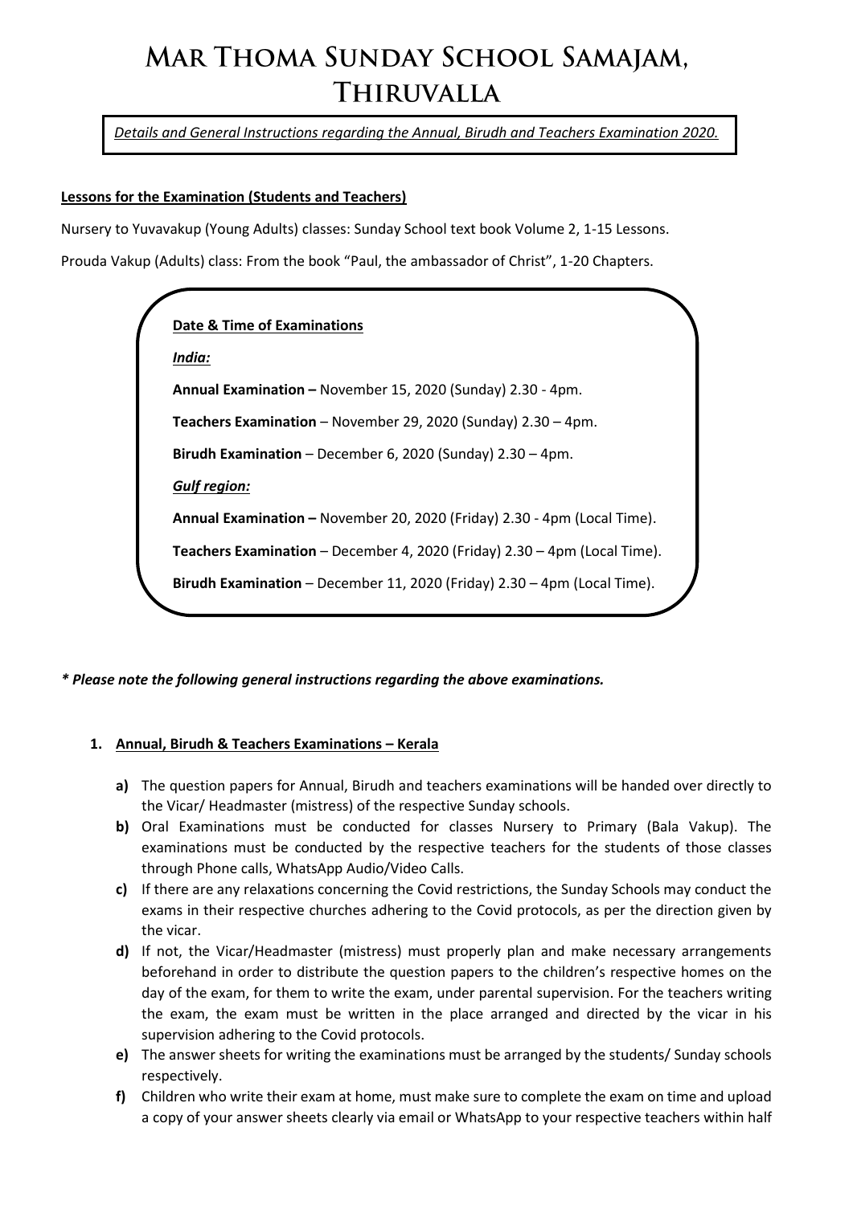# Mar Thoma Sunday School Samajam, Thiruvalla

*Details and General Instructions regarding the Annual, Birudh and Teachers Examination 2020.*

**Lessons for the Examination (Students and Teachers)**

Nursery to Yuvavakup (Young Adults) classes: Sunday School text book Volume 2, 1-15 Lessons.

Prouda Vakup (Adults) class: From the book "Paul, the ambassador of Christ", 1-20 Chapters.

**Date & Time of Examinations**

***India:***

**Annual Examination –** November 15, 2020 (Sunday) 2.30 - 4pm.

**Teachers Examination** – November 29, 2020 (Sunday) 2.30 – 4pm.

**Birudh Examination** – December 6, 2020 (Sunday) 2.30 – 4pm.

***Gulf region:***

**Annual Examination –** November 20, 2020 (Friday) 2.30 - 4pm (Local Time).

**Teachers Examination** – December 4, 2020 (Friday) 2.30 – 4pm (Local Time).

**Birudh Examination** – December 11, 2020 (Friday) 2.30 – 4pm (Local Time).

***\* Please note the following general instructions regarding the above examinations.***

1. **Annual, Birudh & Teachers Examinations – Kerala**

   a) The question papers for Annual, Birudh and teachers examinations will be handed over directly to the Vicar/ Headmaster (mistress) of the respective Sunday schools.

   b) Oral Examinations must be conducted for classes Nursery to Primary (Bala Vakup). The examinations must be conducted by the respective teachers for the students of those classes through Phone calls, WhatsApp Audio/Video Calls.

   c) If there are any relaxations concerning the Covid restrictions, the Sunday Schools may conduct the exams in their respective churches adhering to the Covid protocols, as per the direction given by the vicar.

   d) If not, the Vicar/Headmaster (mistress) must properly plan and make necessary arrangements beforehand in order to distribute the question papers to the children's respective homes on the day of the exam, for them to write the exam, under parental supervision. For the teachers writing the exam, the exam must be written in the place arranged and directed by the vicar in his supervision adhering to the Covid protocols.

   e) The answer sheets for writing the examinations must be arranged by the students/ Sunday schools respectively.

   f) Children who write their exam at home, must make sure to complete the exam on time and upload a copy of your answer sheets clearly via email or WhatsApp to your respective teachers within half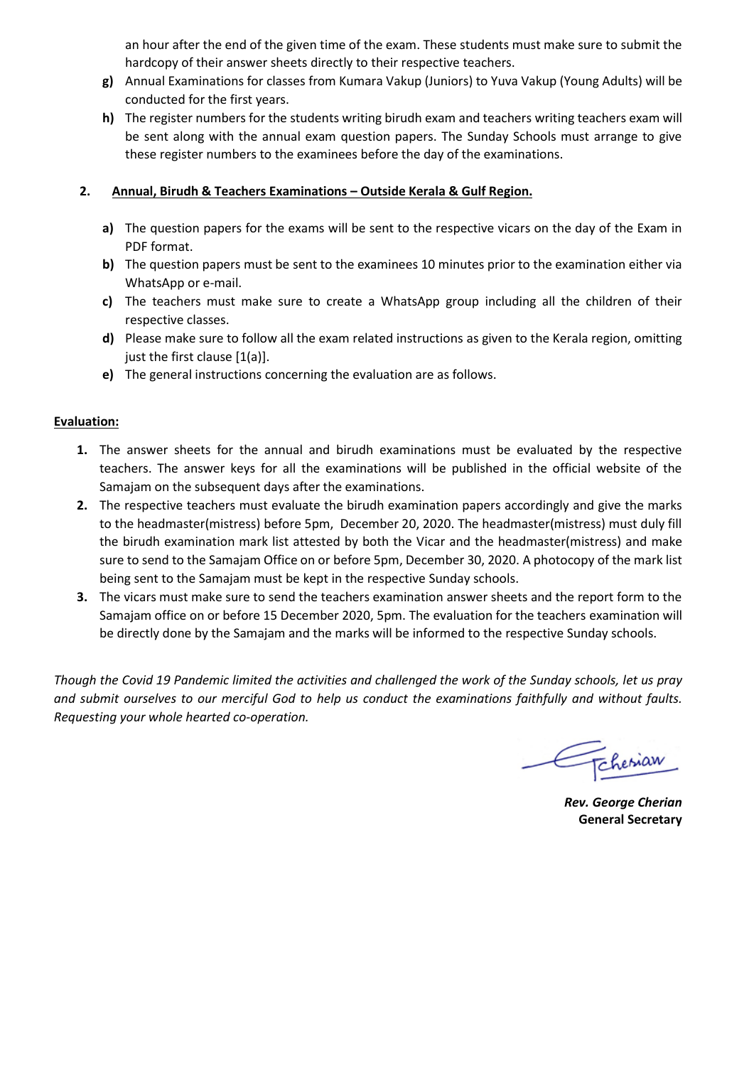an hour after the end of the given time of the exam. These students must make sure to submit the hardcopy of their answer sheets directly to their respective teachers.

- **g)** Annual Examinations for classes from Kumara Vakup (Juniors) to Yuva Vakup (Young Adults) will be conducted for the first years.
- **h)** The register numbers for the students writing birudh exam and teachers writing teachers exam will be sent along with the annual exam question papers. The Sunday Schools must arrange to give these register numbers to the examinees before the day of the examinations.

**2. <u>Annual, Birudh & Teachers Examinations – Outside Kerala & Gulf Region.</u>**

- **a)** The question papers for the exams will be sent to the respective vicars on the day of the Exam in PDF format.
- **b)** The question papers must be sent to the examinees 10 minutes prior to the examination either via WhatsApp or e-mail.
- **c)** The teachers must make sure to create a WhatsApp group including all the children of their respective classes.
- **d)** Please make sure to follow all the exam related instructions as given to the Kerala region, omitting just the first clause [1(a)].
- **e)** The general instructions concerning the evaluation are as follows.

**<u>Evaluation:</u>**

1. The answer sheets for the annual and birudh examinations must be evaluated by the respective teachers. The answer keys for all the examinations will be published in the official website of the Samajam on the subsequent days after the examinations.
2. The respective teachers must evaluate the birudh examination papers accordingly and give the marks to the headmaster(mistress) before 5pm, December 20, 2020. The headmaster(mistress) must duly fill the birudh examination mark list attested by both the Vicar and the headmaster(mistress) and make sure to send to the Samajam Office on or before 5pm, December 30, 2020. A photocopy of the mark list being sent to the Samajam must be kept in the respective Sunday schools.
3. The vicars must make sure to send the teachers examination answer sheets and the report form to the Samajam office on or before 15 December 2020, 5pm. The evaluation for the teachers examination will be directly done by the Samajam and the marks will be informed to the respective Sunday schools.

*Though the Covid 19 Pandemic limited the activities and challenged the work of the Sunday schools, let us pray and submit ourselves to our merciful God to help us conduct the examinations faithfully and without faults. Requesting your whole hearted co-operation.*

***Rev. George Cherian***
**General Secretary**